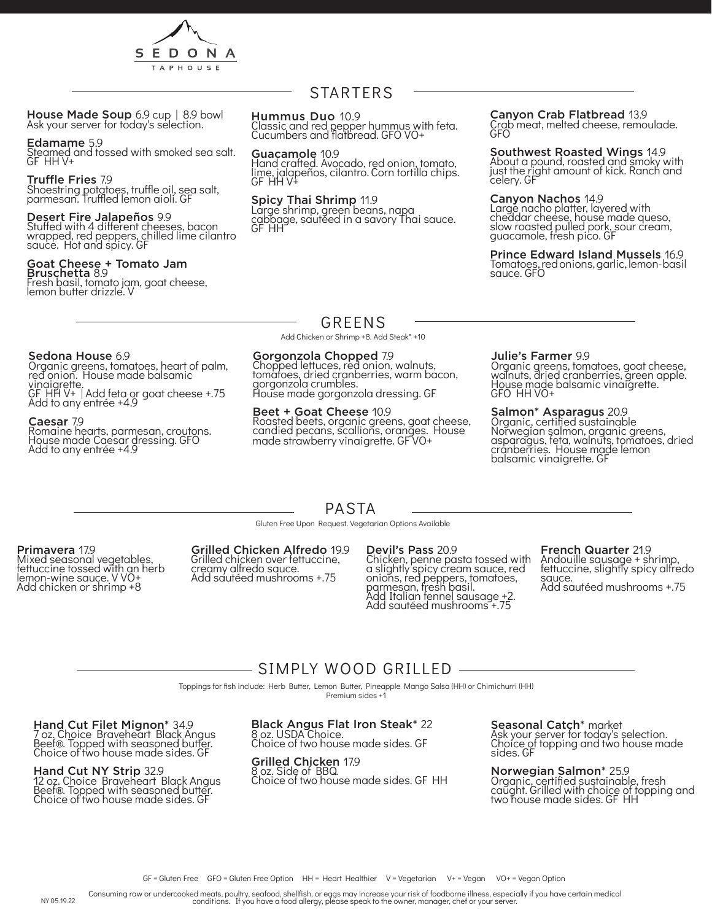# SEDONA TAPHOUSE

## STARTERS

**House Made Soup** 6.9 cup | 8.9 bowl
Ask your server for today's selection.

**Edamame** 5.9
Steamed and tossed with smoked sea salt. GF HH V+

**Truffle Fries** 7.9
Shoestring potatoes, truffle oil, sea salt, parmesan. Truffled lemon aioli. GF

**Desert Fire Jalapeños** 9.9
Stuffed with 4 different cheeses, bacon wrapped, red peppers, chilled lime cilantro sauce. Hot and spicy. GF

**Goat Cheese + Tomato Jam Bruschetta** 8.9
Fresh basil, tomato jam, goat cheese, lemon butter drizzle. V

**Hummus Duo** 10.9
Classic and red pepper hummus with feta. Cucumbers and flatbread. GFO VO+

**Guacamole** 10.9
Hand crafted. Avocado, red onion, tomato, lime, jalapeños, cilantro. Corn tortilla chips. GF HH V+

**Spicy Thai Shrimp** 11.9
Large shrimp, green beans, napa cabbage, sautéed in a savory Thai sauce. GF HH

**Canyon Crab Flatbread** 13.9
Crab meat, melted cheese, remoulade. GFO

**Southwest Roasted Wings** 14.9
About a pound, roasted and smoky with just the right amount of kick. Ranch and celery. GF

**Canyon Nachos** 14.9
Large nacho platter, layered with cheddar cheese, house made queso, slow roasted pulled pork, sour cream, guacamole, fresh pico. GF

**Prince Edward Island Mussels** 16.9
Tomatoes, red onions, garlic, lemon-basil sauce. GFO

## GREENS

Add Chicken or Shrimp +8. Add Steak* +10

**Sedona House** 6.9
Organic greens, tomatoes, heart of palm, red onion. House made balsamic vinaigrette.
GF HH V+ | Add feta or goat cheese +.75
Add to any entrée +4.9

**Caesar** 7.9
Romaine hearts, parmesan, croutons. House made Caesar dressing. GFO
Add to any entrée +4.9

**Gorgonzola Chopped** 7.9
Chopped lettuces, red onion, walnuts, tomatoes, dried cranberries, warm bacon, gorgonzola crumbles.
House made gorgonzola dressing. GF

**Beet + Goat Cheese** 10.9
Roasted beets, organic greens, goat cheese, candied pecans, scallions, oranges. House made strawberry vinaigrette. GF VO+

**Julie's Farmer** 9.9
Organic greens, tomatoes, goat cheese, walnuts, dried cranberries, green apple. House made balsamic vinaigrette. GFO HH VO+

**Salmon* Asparagus** 20.9
Organic, certified sustainable Norwegian salmon, organic greens, asparagus, feta, walnuts, tomatoes, dried cranberries. House made lemon balsamic vinaigrette. GF

## PASTA

Gluten Free Upon Request. Vegetarian Options Available

**Primavera** 17.9
Mixed seasonal vegetables, fettuccine tossed with an herb lemon-wine sauce. V VO+
Add chicken or shrimp +8

**Grilled Chicken Alfredo** 19.9
Grilled chicken over fettuccine, creamy alfredo sauce.
Add sautéed mushrooms +.75

**Devil's Pass** 20.9
Chicken, penne pasta tossed with a slightly spicy cream sauce, red onions, red peppers, tomatoes, parmesan, fresh basil.
Add Italian fennel sausage +2.
Add sautéed mushrooms +.75

**French Quarter** 21.9
Andouille sausage + shrimp, fettuccine, slightly spicy alfredo sauce.
Add sautéed mushrooms +.75

## SIMPLY WOOD GRILLED

Toppings for fish include: Herb Butter, Lemon Butter, Pineapple Mango Salsa (HH) or Chimichurri (HH)
Premium sides +1

**Hand Cut Filet Mignon*** 34.9
7 oz. Choice Braveheart Black Angus Beef®. Topped with seasoned butter. Choice of two house made sides. GF

**Hand Cut NY Strip** 32.9
12 oz. Choice Braveheart Black Angus Beef®. Topped with seasoned butter. Choice of two house made sides. GF

**Black Angus Flat Iron Steak*** 22
8 oz. USDA Choice.
Choice of two house made sides. GF

**Grilled Chicken** 17.9
8 oz. Side of BBQ.
Choice of two house made sides. GF HH

**Seasonal Catch*** market
Ask your server for today's selection. Choice of topping and two house made sides. GF

**Norwegian Salmon*** 25.9
Organic, certified sustainable, fresh caught. Grilled with choice of topping and two house made sides. GF HH

GF = Gluten Free GFO = Gluten Free Option HH = Heart Healthier V = Vegetarian V+ = Vegan VO+ = Vegan Option

NY 05.19.22

Consuming raw or undercooked meats, poultry, seafood, shellfish, or eggs may increase your risk of foodborne illness, especially if you have certain medical conditions. If you have a food allergy, please speak to the owner, manager, chef or your server.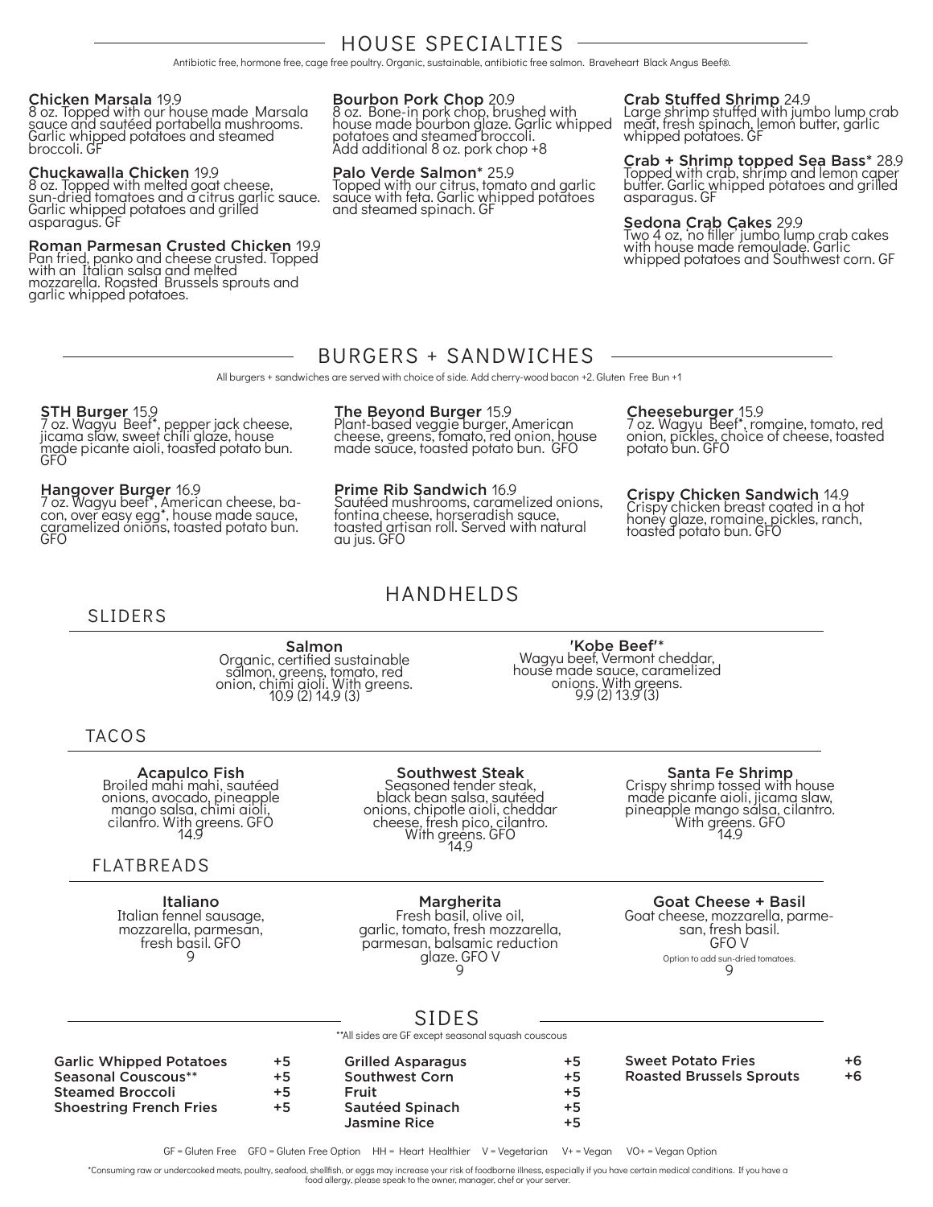## HOUSE SPECIALTIES

Antibiotic free, hormone free, cage free poultry. Organic, sustainable, antibiotic free salmon. Braveheart Black Angus Beef®.

**Chicken Marsala** 19.9
8 oz. Topped with our house made Marsala sauce and sautéed portabella mushrooms. Garlic whipped potatoes and steamed broccoli. GF

**Chuckawalla Chicken** 19.9
8 oz. Topped with melted goat cheese, sun-dried tomatoes and a citrus garlic sauce. Garlic whipped potatoes and grilled asparagus. GF

**Roman Parmesan Crusted Chicken** 19.9
Pan fried, panko and cheese crusted. Topped with an Italian salsa and melted mozzarella. Roasted Brussels sprouts and garlic whipped potatoes.

**Bourbon Pork Chop** 20.9
8 oz. Bone-in pork chop, brushed with house made bourbon glaze. Garlic whipped potatoes and steamed broccoli. Add additional 8 oz. pork chop +8

**Palo Verde Salmon*** 25.9
Topped with our citrus, tomato and garlic sauce with feta. Garlic whipped potatoes and steamed spinach. GF

**Crab Stuffed Shrimp** 24.9
Large shrimp stuffed with jumbo lump crab meat, fresh spinach, lemon butter, garlic whipped potatoes. GF

**Crab + Shrimp topped Sea Bass*** 28.9
Topped with crab, shrimp and lemon caper butter. Garlic whipped potatoes and grilled asparagus. GF

**Sedona Crab Cakes** 29.9
Two 4 oz, 'no filler' jumbo lump crab cakes with house made remoulade. Garlic whipped potatoes and Southwest corn. GF

## BURGERS + SANDWICHES

All burgers + sandwiches are served with choice of side. Add cherry-wood bacon +2. Gluten Free Bun +1

**STH Burger** 15.9
7 oz. Wagyu Beef*, pepper jack cheese, jicama slaw, sweet chili glaze, house made picante aioli, toasted potato bun. GFO

**Hangover Burger** 16.9
7 oz. Wagyu beef*, American cheese, bacon, over easy egg*, house made sauce, caramelized onions, toasted potato bun. GFO

**The Beyond Burger** 15.9
Plant-based veggie burger, American cheese, greens, tomato, red onion, house made sauce, toasted potato bun. GFO

**Prime Rib Sandwich** 16.9
Sautéed mushrooms, caramelized onions, fontina cheese, horseradish sauce, toasted artisan roll. Served with natural au jus. GFO

**Cheeseburger** 15.9
7 oz. Wagyu Beef*, romaine, tomato, red onion, pickles, choice of cheese, toasted potato bun. GFO

**Crispy Chicken Sandwich** 14.9
Crispy chicken breast coated in a hot honey glaze, romaine, pickles, ranch, toasted potato bun. GFO

## HANDHELDS

### SLIDERS

**Salmon**
Organic, certified sustainable salmon, greens, tomato, red onion, chimi aioli. With greens.
10.9 (2) 14.9 (3)

**'Kobe Beef'***
Wagyu beef, Vermont cheddar, house made sauce, caramelized onions. With greens.
9.9 (2) 13.9 (3)

### TACOS

**Acapulco Fish**
Broiled mahi mahi, sautéed onions, avocado, pineapple mango salsa, chimi aioli, cilantro. With greens. GFO
14.9

**Southwest Steak**
Seasoned tender steak, black bean salsa, sautéed onions, chipotle aioli, cheddar cheese, fresh pico, cilantro. With greens. GFO
14.9

**Santa Fe Shrimp**
Crispy shrimp tossed with house made picante aioli, jicama slaw, pineapple mango salsa, cilantro. With greens. GFO
14.9

### FLATBREADS

**Italiano**
Italian fennel sausage, mozzarella, parmesan, fresh basil. GFO
9

**Margherita**
Fresh basil, olive oil, garlic, tomato, fresh mozzarella, parmesan, balsamic reduction glaze. GFO V
9

**Goat Cheese + Basil**
Goat cheese, mozzarella, parmesan, fresh basil. GFO V
Option to add sun-dried tomatoes.
9

## SIDES

**All sides are GF except seasonal squash couscous

- **Garlic Whipped Potatoes** +5
- **Seasonal Couscous**** +5
- **Steamed Broccoli** +5
- **Shoestring French Fries** +5
- **Grilled Asparagus** +5
- **Southwest Corn** +5
- **Fruit** +5
- **Sautéed Spinach** +5
- **Jasmine Rice** +5
- **Sweet Potato Fries** +6
- **Roasted Brussels Sprouts** +6

GF = Gluten Free GFO = Gluten Free Option HH = Heart Healthier V = Vegetarian V+ = Vegan VO+ = Vegan Option

*Consuming raw or undercooked meats, poultry, seafood, shellfish, or eggs may increase your risk of foodborne illness, especially if you have certain medical conditions. If you have a food allergy, please speak to the owner, manager, chef or your server.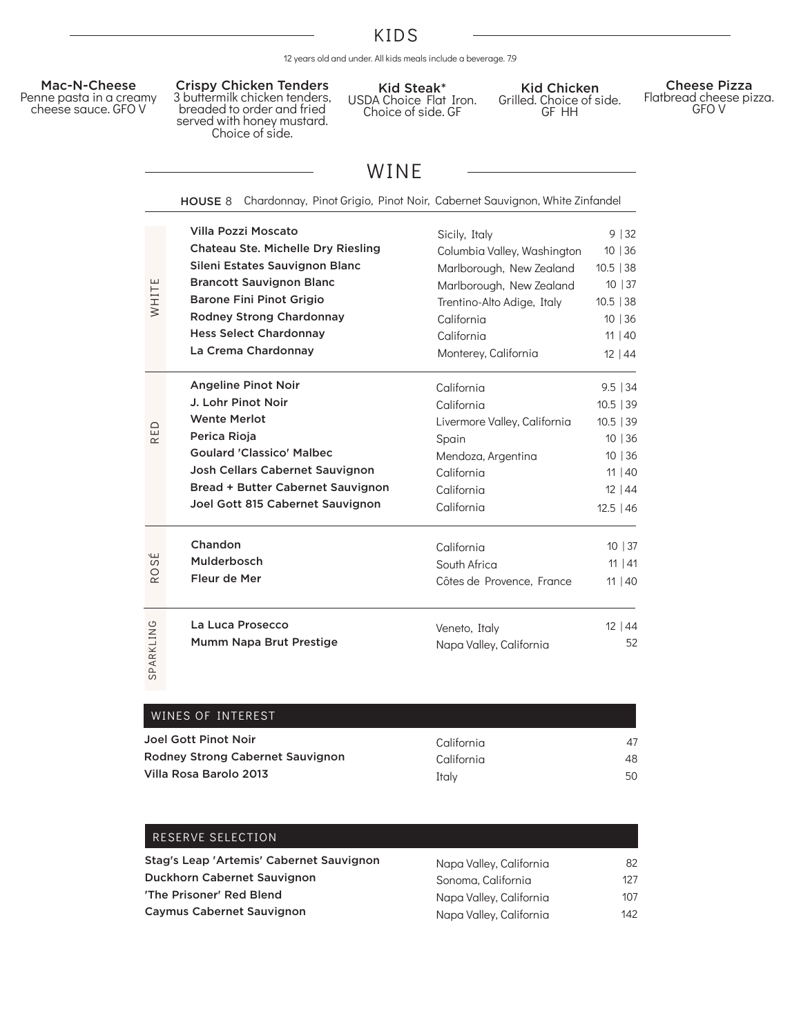## KIDS

12 years old and under. All kids meals include a beverage. 7.9

**Mac-N-Cheese**
Penne pasta in a creamy cheese sauce. GFO V

**Crispy Chicken Tenders**
3 buttermilk chicken tenders, breaded to order and fried served with honey mustard. Choice of side.

**Kid Steak***
USDA Choice Flat Iron. Choice of side. GF

**Kid Chicken**
Grilled. Choice of side. GF HH

**Cheese Pizza**
Flatbread cheese pizza. GFO V

## WINE

**HOUSE** 8 Chardonnay, Pinot Grigio, Pinot Noir, Cabernet Sauvignon, White Zinfandel

### WHITE

| Wine | Region | Price |
|---|---|---|
| **Villa Pozzi Moscato** | Sicily, Italy | 9 \| 32 |
| **Chateau Ste. Michelle Dry Riesling** | Columbia Valley, Washington | 10 \| 36 |
| **Sileni Estates Sauvignon Blanc** | Marlborough, New Zealand | 10.5 \| 38 |
| **Brancott Sauvignon Blanc** | Marlborough, New Zealand | 10 \| 37 |
| **Barone Fini Pinot Grigio** | Trentino-Alto Adige, Italy | 10.5 \| 38 |
| **Rodney Strong Chardonnay** | California | 10 \| 36 |
| **Hess Select Chardonnay** | California | 11 \| 40 |
| **La Crema Chardonnay** | Monterey, California | 12 \| 44 |

### RED

| Wine | Region | Price |
|---|---|---|
| **Angeline Pinot Noir** | California | 9.5 \| 34 |
| **J. Lohr Pinot Noir** | California | 10.5 \| 39 |
| **Wente Merlot** | Livermore Valley, California | 10.5 \| 39 |
| **Perica Rioja** | Spain | 10 \| 36 |
| **Goulard 'Classico' Malbec** | Mendoza, Argentina | 10 \| 36 |
| **Josh Cellars Cabernet Sauvignon** | California | 11 \| 40 |
| **Bread + Butter Cabernet Sauvignon** | California | 12 \| 44 |
| **Joel Gott 815 Cabernet Sauvignon** | California | 12.5 \| 46 |

### ROSÉ

| Wine | Region | Price |
|---|---|---|
| **Chandon** | California | 10 \| 37 |
| **Mulderbosch** | South Africa | 11 \| 41 |
| **Fleur de Mer** | Côtes de Provence, France | 11 \| 40 |

### SPARKLING

| Wine | Region | Price |
|---|---|---|
| **La Luca Prosecco** | Veneto, Italy | 12 \| 44 |
| **Mumm Napa Brut Prestige** | Napa Valley, California | 52 |

### WINES OF INTEREST

| Wine | Region | Price |
|---|---|---|
| **Joel Gott Pinot Noir** | California | 47 |
| **Rodney Strong Cabernet Sauvignon** | California | 48 |
| **Villa Rosa Barolo 2013** | Italy | 50 |

### RESERVE SELECTION

| Wine | Region | Price |
|---|---|---|
| **Stag's Leap 'Artemis' Cabernet Sauvignon** | Napa Valley, California | 82 |
| **Duckhorn Cabernet Sauvignon** | Sonoma, California | 127 |
| **'The Prisoner' Red Blend** | Napa Valley, California | 107 |
| **Caymus Cabernet Sauvignon** | Napa Valley, California | 142 |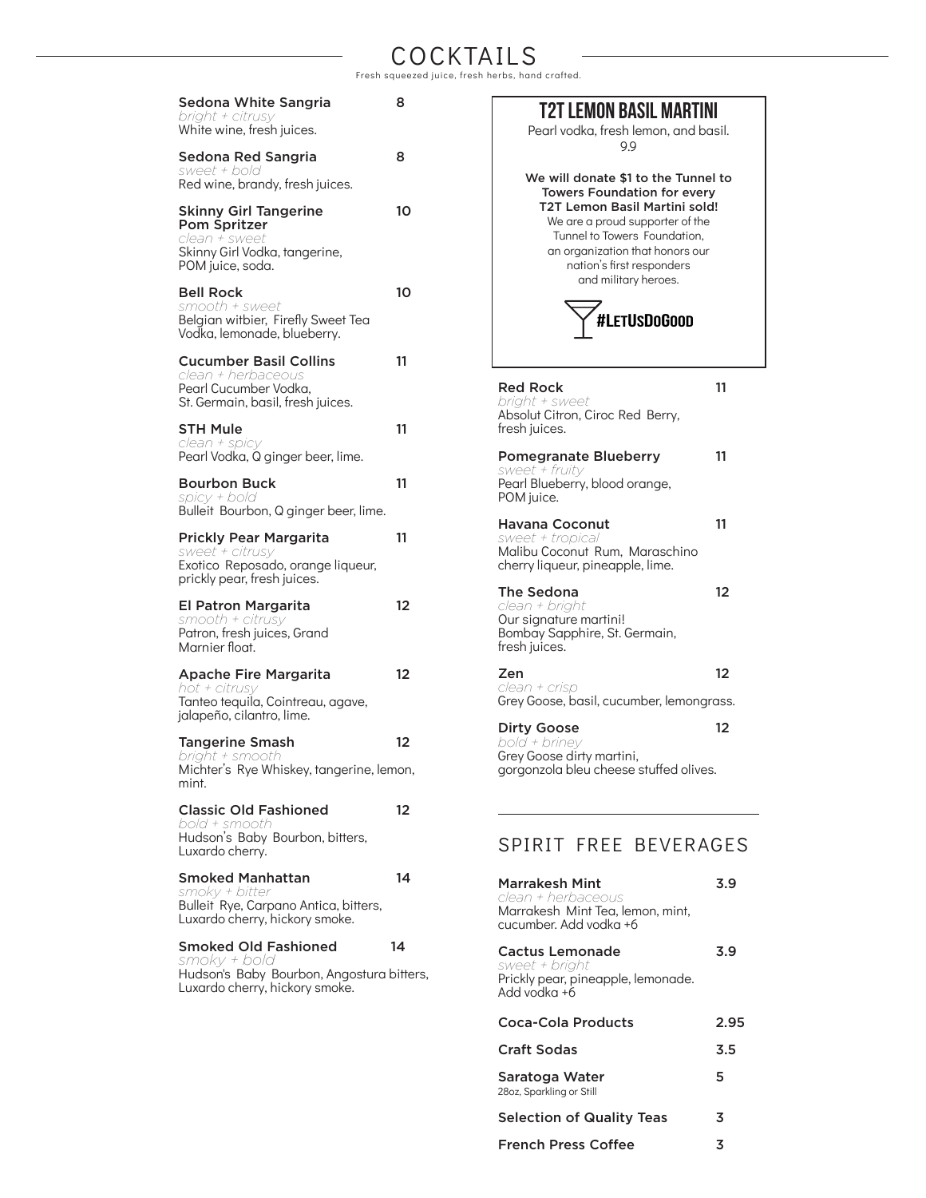# COCKTAILS

Fresh squeezed juice, fresh herbs, hand crafted.

**Sedona White Sangria** 8
*bright + citrusy*
White wine, fresh juices.

**Sedona Red Sangria** 8
*sweet + bold*
Red wine, brandy, fresh juices.

**Skinny Girl Tangerine Pom Spritzer** 10
*clean + sweet*
Skinny Girl Vodka, tangerine, POM juice, soda.

**Bell Rock** 10
*smooth + sweet*
Belgian witbier, Firefly Sweet Tea Vodka, lemonade, blueberry.

**Cucumber Basil Collins** 11
*clean + herbaceous*
Pearl Cucumber Vodka, St. Germain, basil, fresh juices.

**STH Mule** 11
*clean + spicy*
Pearl Vodka, Q ginger beer, lime.

**Bourbon Buck** 11
*spicy + bold*
Bulleit Bourbon, Q ginger beer, lime.

**Prickly Pear Margarita** 11
*sweet + citrusy*
Exotico Reposado, orange liqueur, prickly pear, fresh juices.

**El Patron Margarita** 12
*smooth + citrusy*
Patron, fresh juices, Grand Marnier float.

**Apache Fire Margarita** 12
*hot + citrusy*
Tanteo tequila, Cointreau, agave, jalapeño, cilantro, lime.

**Tangerine Smash** 12
*bright + smooth*
Michter's Rye Whiskey, tangerine, lemon, mint.

**Classic Old Fashioned** 12
*bold + smooth*
Hudson's Baby Bourbon, bitters, Luxardo cherry.

**Smoked Manhattan** 14
*smoky + bitter*
Bulleit Rye, Carpano Antica, bitters, Luxardo cherry, hickory smoke.

**Smoked Old Fashioned** 14
*smoky + bold*
Hudson's Baby Bourbon, Angostura bitters, Luxardo cherry, hickory smoke.

## T2T LEMON BASIL MARTINI

Pearl vodka, fresh lemon, and basil.
9.9

**We will donate $1 to the Tunnel to Towers Foundation for every T2T Lemon Basil Martini sold!**
We are a proud supporter of the Tunnel to Towers Foundation, an organization that honors our nation's first responders and military heroes.

**#LetUsDoGood**

**Red Rock** 11
*bright + sweet*
Absolut Citron, Ciroc Red Berry, fresh juices.

**Pomegranate Blueberry** 11
*sweet + fruity*
Pearl Blueberry, blood orange, POM juice.

**Havana Coconut** 11
*sweet + tropical*
Malibu Coconut Rum, Maraschino cherry liqueur, pineapple, lime.

**The Sedona** 12
*clean + bright*
Our signature martini! Bombay Sapphire, St. Germain, fresh juices.

**Zen** 12
*clean + crisp*
Grey Goose, basil, cucumber, lemongrass.

**Dirty Goose** 12
*bold + briney*
Grey Goose dirty martini, gorgonzola bleu cheese stuffed olives.

# SPIRIT FREE BEVERAGES

**Marrakesh Mint** 3.9
*clean + herbaceous*
Marrakesh Mint Tea, lemon, mint, cucumber. Add vodka +6

**Cactus Lemonade** 3.9
*sweet + bright*
Prickly pear, pineapple, lemonade. Add vodka +6

**Coca-Cola Products** 2.95

**Craft Sodas** 3.5

**Saratoga Water** 5
28oz, Sparkling or Still

**Selection of Quality Teas** 3

**French Press Coffee** 3